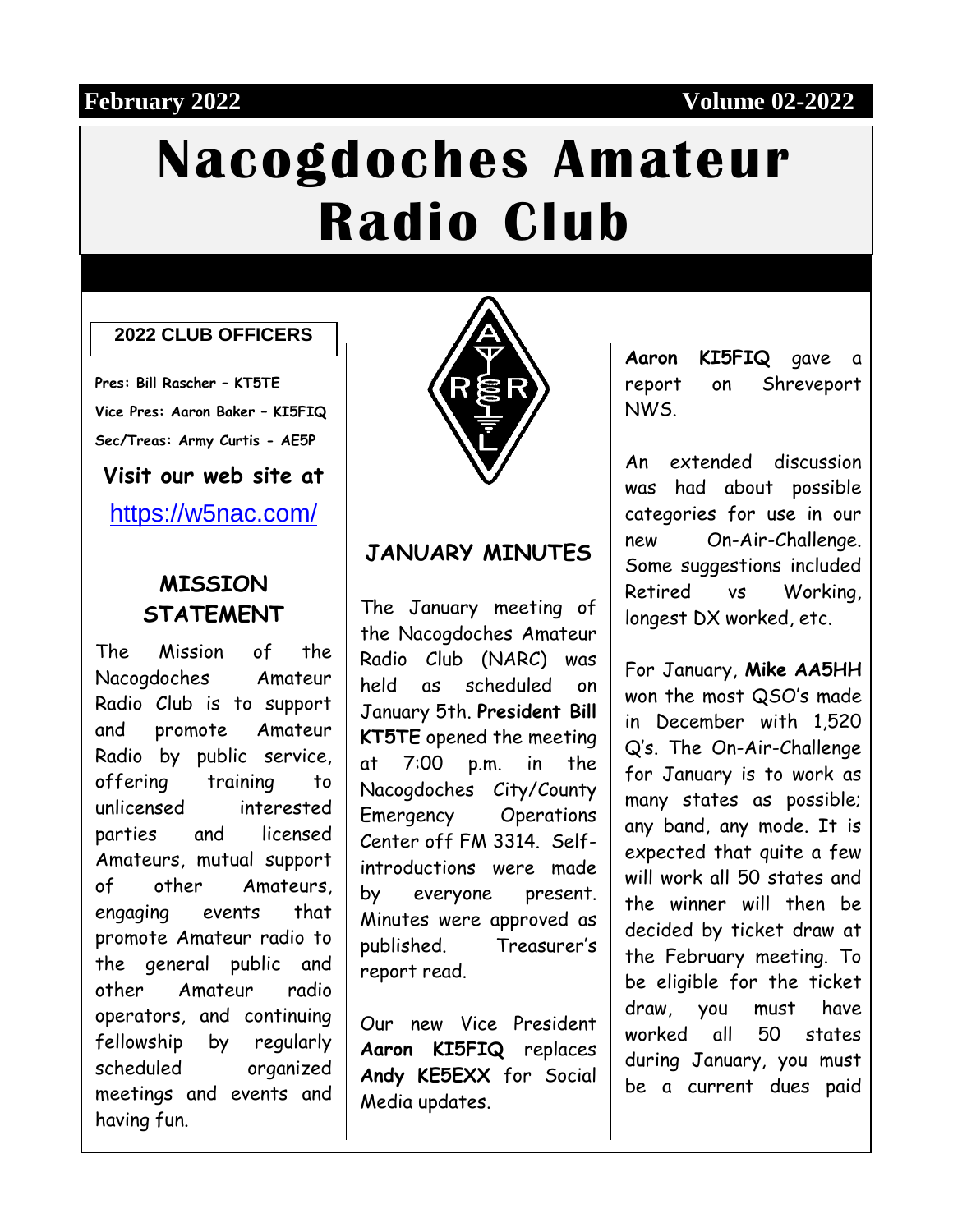February 2022 Volume 02-2022

# Nacogdoches Amateur Radio Club

### 2022 CLUB OFFICERS

**Pres: Bill Rascher – KT5TE**

**Vice Pres: Aaron Baker – KI5FIQ**

**Sec/Treas: Army Curtis - AE5P**

**Visit our web site at**

https://w5nac.com/

## MISSION STATEMENT

The Mission of the Nacogdoches Amateur Radio Club is to support and promote Amateur Radio by public service, offering training to unlicensed interested parties and licensed Amateurs, mutual support of other Amateurs, engaging events that promote Amateur radio to the general public and other Amateur radio operators, and continuing fellowship by regularly scheduled organized meetings and events and having fun.

## JANUARY MINUTES

The January meeting of the Nacogdoches Amateur Radio Club (NARC) was held as scheduled on January 5th. **President Bill KT5TE** opened the meeting at 7:00 p.m. in the Nacogdoches City/County Emergency Operations Center off FM 3314. Self-introductions were made by everyone present. Minutes were approved as published. Treasurer's report read.

Our new Vice President **Aaron KI5FIQ** replaces **Andy KE5EXX** for Social Media updates.

**Aaron KI5FIQ** gave a report on Shreveport NWS.

An extended discussion was had about possible categories for use in our new On-Air-Challenge. Some suggestions included Retired vs Working, longest DX worked, etc.

For January, **Mike AA5HH** won the most QSO's made in December with 1,520 Q's. The On-Air-Challenge for January is to work as many states as possible; any band, any mode. It is expected that quite a few will work all 50 states and the winner will then be decided by ticket draw at the February meeting. To be eligible for the ticket draw, you must have worked all 50 states during January, you must be a current dues paid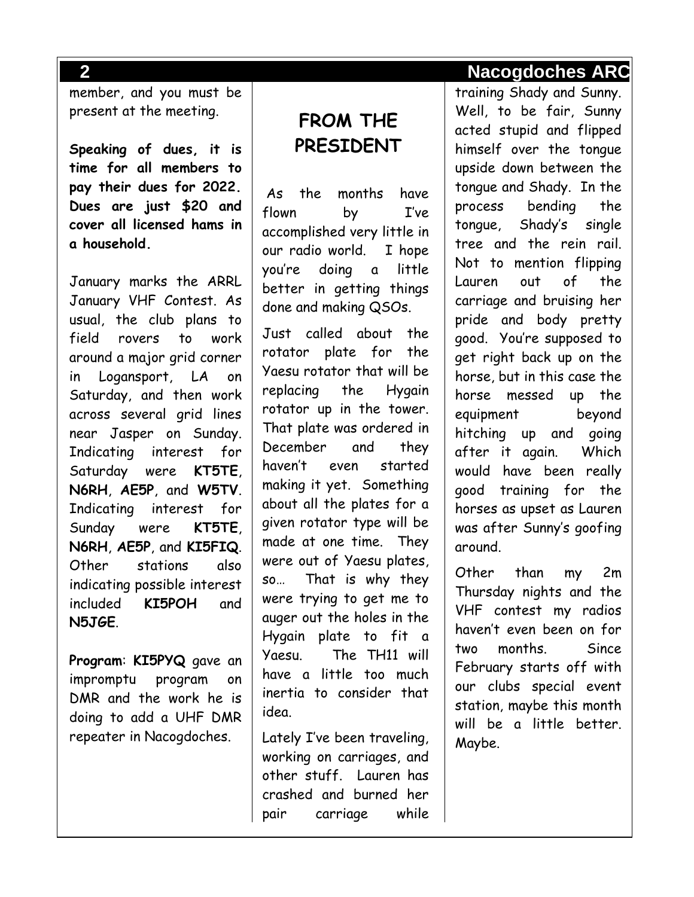member, and you must be present at the meeting.

**Speaking of dues, it is time for all members to pay their dues for 2022. Dues are just $20 and cover all licensed hams in a household.**

January marks the ARRL January VHF Contest. As usual, the club plans to field rovers to work around a major grid corner in Logansport, LA on Saturday, and then work across several grid lines near Jasper on Sunday. Indicating interest for Saturday were **KT5TE**, **N6RH**, **AE5P**, and **W5TV**. Indicating interest for Sunday were **KT5TE**, **N6RH**, **AE5P**, and **KI5FIQ**. Other stations also indicating possible interest included **KI5POH** and **N5JGE**.

**Program**: **KI5PYQ** gave an impromptu program on DMR and the work he is doing to add a UHF DMR repeater in Nacogdoches.

## FROM THE PRESIDENT

As the months have flown by I've accomplished very little in our radio world. I hope you're doing a little better in getting things done and making QSOs.

Just called about the rotator plate for the Yaesu rotator that will be replacing the Hygain rotator up in the tower. That plate was ordered in December and they haven't even started making it yet. Something about all the plates for a given rotator type will be made at one time. They were out of Yaesu plates, so… That is why they were trying to get me to auger out the holes in the Hygain plate to fit a Yaesu. The TH11 will have a little too much inertia to consider that idea.

Lately I've been traveling, working on carriages, and other stuff. Lauren has crashed and burned her pair carriage while training Shady and Sunny. Well, to be fair, Sunny acted stupid and flipped himself over the tongue upside down between the tongue and Shady. In the process bending the tongue, Shady's single tree and the rein rail. Not to mention flipping Lauren out of the carriage and bruising her pride and body pretty good. You're supposed to get right back up on the horse, but in this case the horse messed up the equipment beyond hitching up and going after it again. Which would have been really good training for the horses as upset as Lauren was after Sunny's goofing around.

Other than my 2m Thursday nights and the VHF contest my radios haven't even been on for two months. Since February starts off with our clubs special event station, maybe this month will be a little better. Maybe.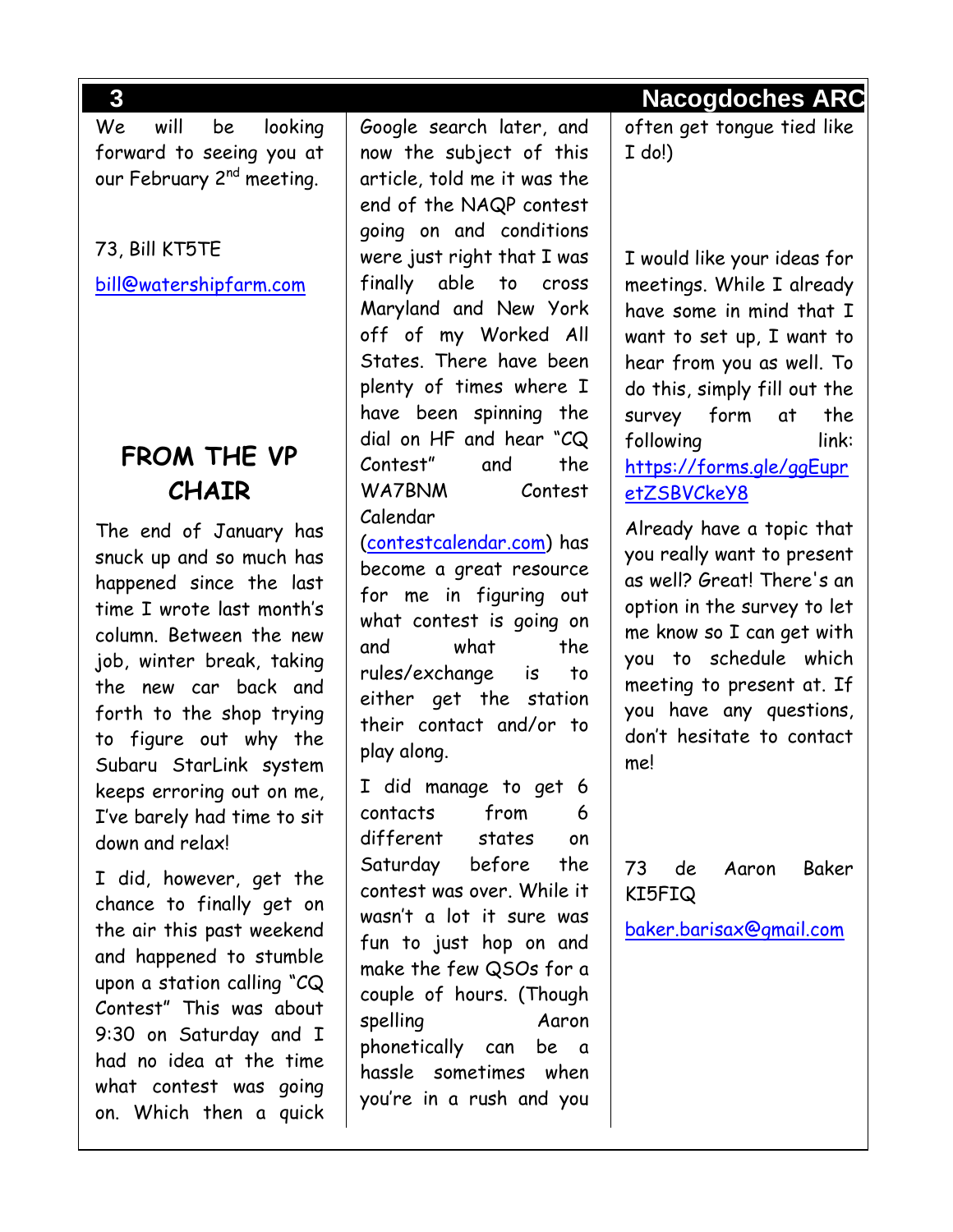We will be looking forward to seeing you at our February 2nd meeting.

73, Bill KT5TE

bill@watershipfarm.com

## FROM THE VP CHAIR

The end of January has snuck up and so much has happened since the last time I wrote last month's column. Between the new job, winter break, taking the new car back and forth to the shop trying to figure out why the Subaru StarLink system keeps erroring out on me, I've barely had time to sit down and relax!

I did, however, get the chance to finally get on the air this past weekend and happened to stumble upon a station calling "CQ Contest" This was about 9:30 on Saturday and I had no idea at the time what contest was going on. Which then a quick Google search later, and now the subject of this article, told me it was the end of the NAQP contest going on and conditions were just right that I was finally able to cross Maryland and New York off of my Worked All States. There have been plenty of times where I have been spinning the dial on HF and hear "CQ Contest" and the WA7BNM Contest Calendar (contestcalendar.com) has become a great resource for me in figuring out what contest is going on and what the rules/exchange is to either get the station their contact and/or to play along.

I did manage to get 6 contacts from 6 different states on Saturday before the contest was over. While it wasn't a lot it sure was fun to just hop on and make the few QSOs for a couple of hours. (Though spelling Aaron phonetically can be a hassle sometimes when you're in a rush and you often get tongue tied like I do!)

I would like your ideas for meetings. While I already have some in mind that I want to set up, I want to hear from you as well. To do this, simply fill out the survey form at the following link: https://forms.gle/ggEupretZSBVCkeY8

Already have a topic that you really want to present as well? Great! There's an option in the survey to let me know so I can get with you to schedule which meeting to present at. If you have any questions, don't hesitate to contact me!

73 de Aaron Baker KI5FIQ

baker.barisax@gmail.com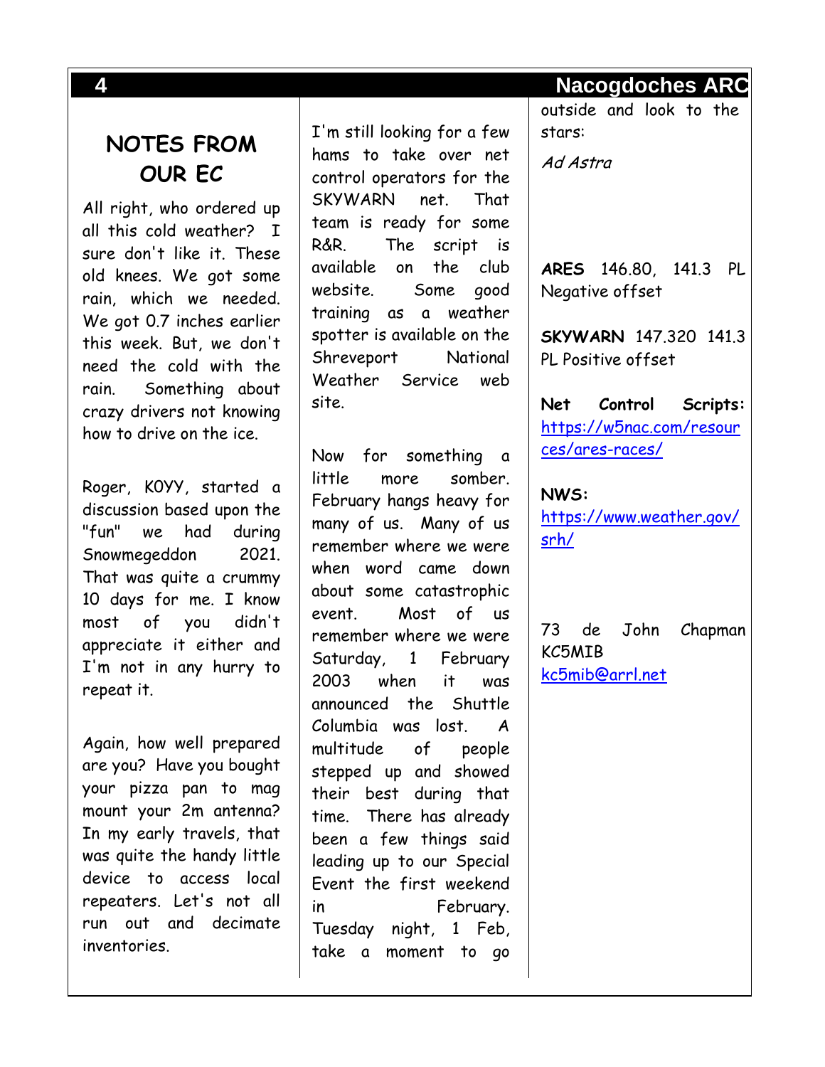## NOTES FROM OUR EC

All right, who ordered up all this cold weather? I sure don't like it. These old knees. We got some rain, which we needed. We got 0.7 inches earlier this week. But, we don't need the cold with the rain. Something about crazy drivers not knowing how to drive on the ice.

Roger, K0YY, started a discussion based upon the "fun" we had during Snowmegeddon 2021. That was quite a crummy 10 days for me. I know most of you didn't appreciate it either and I'm not in any hurry to repeat it.

Again, how well prepared are you? Have you bought your pizza pan to mag mount your 2m antenna? In my early travels, that was quite the handy little device to access local repeaters. Let's not all run out and decimate inventories.

I'm still looking for a few hams to take over net control operators for the SKYWARN net. That team is ready for some R&R. The script is available on the club website. Some good training as a weather spotter is available on the Shreveport National Weather Service web site.

Now for something a little more somber. February hangs heavy for many of us. Many of us remember where we were when word came down about some catastrophic event. Most of us remember where we were Saturday, 1 February 2003 when it was announced the Shuttle Columbia was lost. A multitude of people stepped up and showed their best during that time. There has already been a few things said leading up to our Special Event the first weekend in February. Tuesday night, 1 Feb, take a moment to go outside and look to the stars:

*Ad Astra*

**ARES** 146.80, 141.3 PL Negative offset

**SKYWARN** 147.320 141.3 PL Positive offset

**Net Control Scripts:** https://w5nac.com/resources/ares-races/

**NWS:** https://www.weather.gov/srh/

73 de John Chapman KC5MIB
kc5mib@arrl.net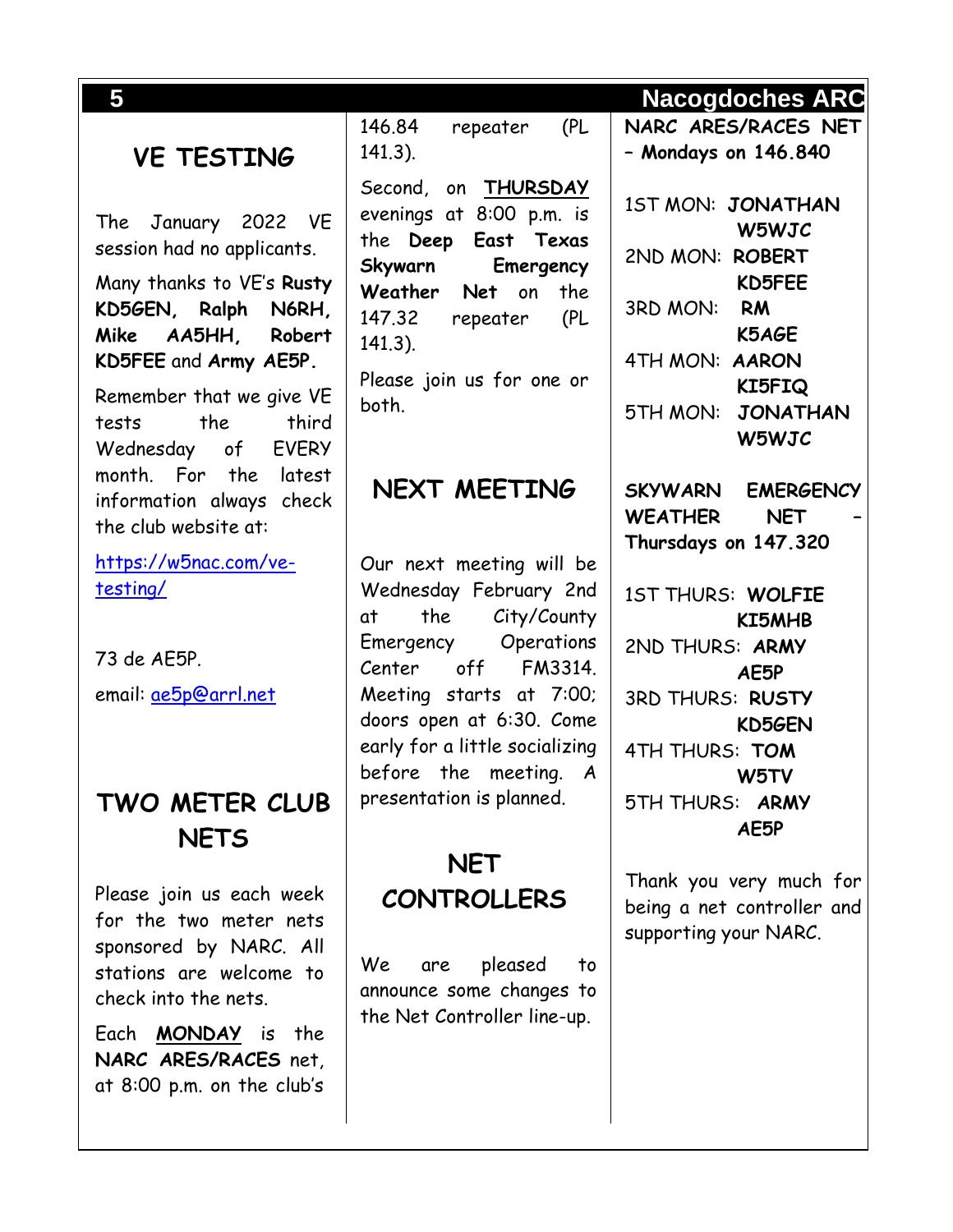## VE TESTING

The January 2022 VE session had no applicants.

Many thanks to VE's **Rusty KD5GEN, Ralph N6RH, Mike AA5HH, Robert KD5FEE** and **Army AE5P.**

Remember that we give VE tests the third Wednesday of EVERY month. For the latest information always check the club website at:

[https://w5nac.com/ve-testing/](https://w5nac.com/ve-testing/)

73 de AE5P.

email: [ae5p@arrl.net](mailto:ae5p@arrl.net)

## TWO METER CLUB NETS

Please join us each week for the two meter nets sponsored by NARC. All stations are welcome to check into the nets.

Each **MONDAY** is the **NARC ARES/RACES** net, at 8:00 p.m. on the club's 146.84 repeater (PL 141.3).

Second, on **THURSDAY** evenings at 8:00 p.m. is the **Deep East Texas Skywarn Emergency Weather Net** on the 147.32 repeater (PL 141.3).

Please join us for one or both.

## NEXT MEETING

Our next meeting will be Wednesday February 2nd at the City/County Emergency Operations Center off FM3314. Meeting starts at 7:00; doors open at 6:30. Come early for a little socializing before the meeting. A presentation is planned.

## NET CONTROLLERS

We are pleased to announce some changes to the Net Controller line-up.

**NARC ARES/RACES NET – Mondays on 146.840**

1ST MON: **JONATHAN W5WJC**
2ND MON: **ROBERT KD5FEE**
3RD MON: **RM K5AGE**
4TH MON: **AARON KI5FIQ**
5TH MON: **JONATHAN W5WJC**

**SKYWARN EMERGENCY WEATHER NET – Thursdays on 147.320**

1ST THURS: **WOLFIE KI5MHB**
2ND THURS: **ARMY AE5P**
3RD THURS: **RUSTY KD5GEN**
4TH THURS: **TOM W5TV**
5TH THURS: **ARMY AE5P**

Thank you very much for being a net controller and supporting your NARC.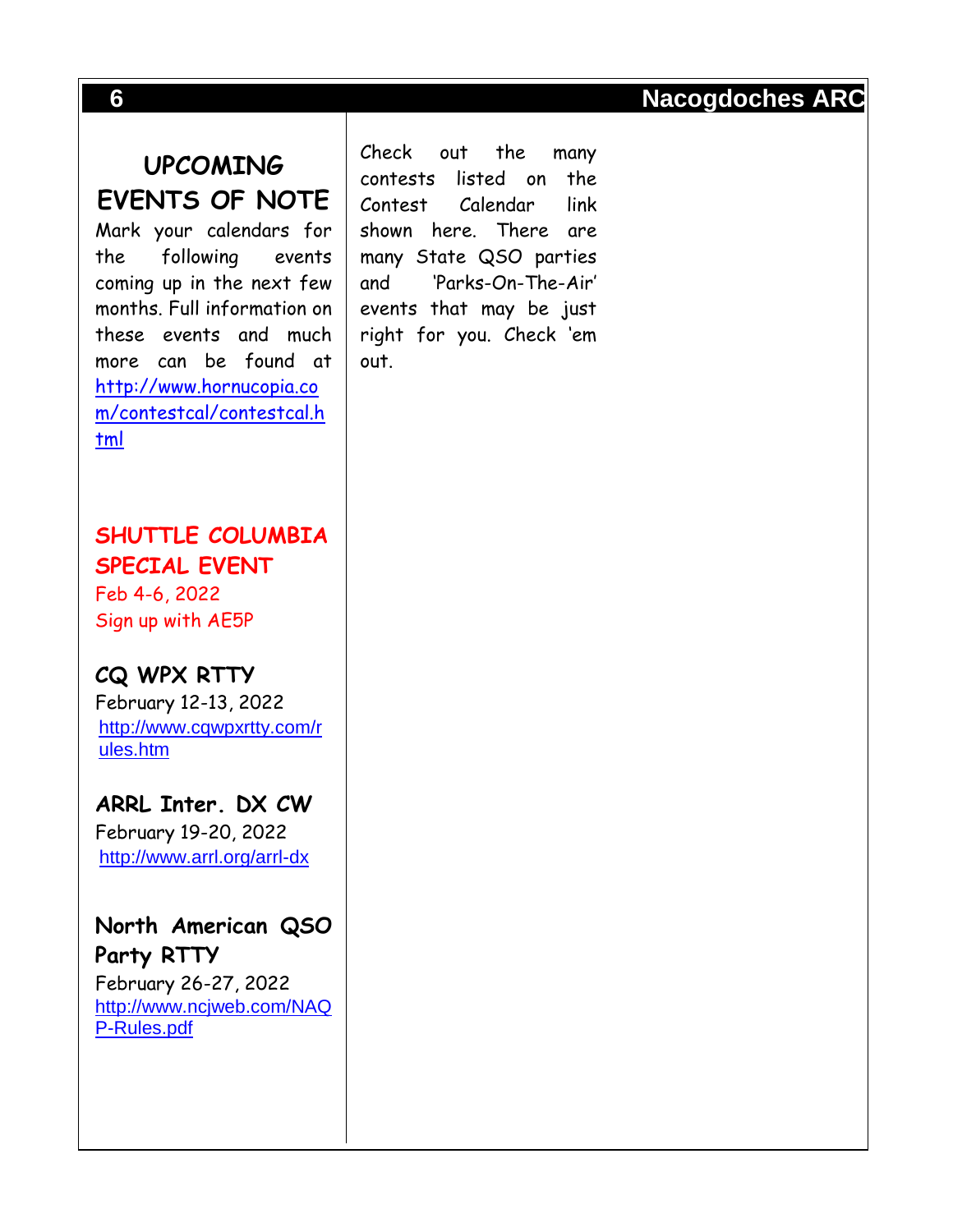## UPCOMING EVENTS OF NOTE

Mark your calendars for the following events coming up in the next few months. Full information on these events and much more can be found at http://www.hornucopia.com/contestcal/contestcal.html

### SHUTTLE COLUMBIA SPECIAL EVENT

Feb 4-6, 2022
Sign up with AE5P

### CQ WPX RTTY

February 12-13, 2022
http://www.cqwpxrtty.com/rules.htm

### ARRL Inter. DX CW

February 19-20, 2022
http://www.arrl.org/arrl-dx

### North American QSO Party RTTY

February 26-27, 2022
http://www.ncjweb.com/NAQP-Rules.pdf

Check out the many contests listed on the Contest Calendar link shown here. There are many State QSO parties and 'Parks-On-The-Air' events that may be just right for you. Check 'em out.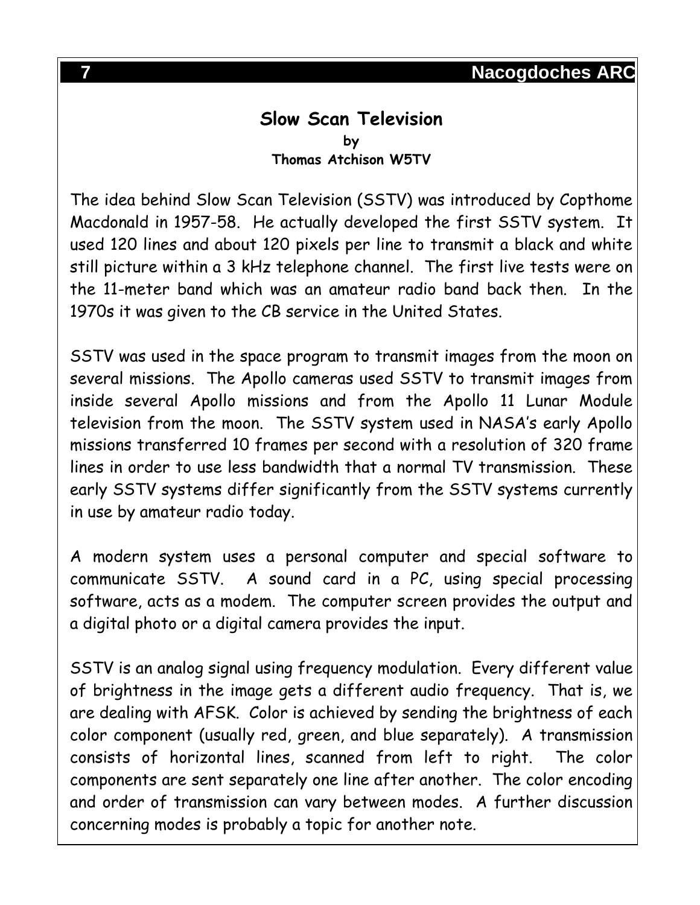## Slow Scan Television

**by**
**Thomas Atchison W5TV**

The idea behind Slow Scan Television (SSTV) was introduced by Copthome Macdonald in 1957-58. He actually developed the first SSTV system. It used 120 lines and about 120 pixels per line to transmit a black and white still picture within a 3 kHz telephone channel. The first live tests were on the 11-meter band which was an amateur radio band back then. In the 1970s it was given to the CB service in the United States.

SSTV was used in the space program to transmit images from the moon on several missions. The Apollo cameras used SSTV to transmit images from inside several Apollo missions and from the Apollo 11 Lunar Module television from the moon. The SSTV system used in NASA's early Apollo missions transferred 10 frames per second with a resolution of 320 frame lines in order to use less bandwidth that a normal TV transmission. These early SSTV systems differ significantly from the SSTV systems currently in use by amateur radio today.

A modern system uses a personal computer and special software to communicate SSTV. A sound card in a PC, using special processing software, acts as a modem. The computer screen provides the output and a digital photo or a digital camera provides the input.

SSTV is an analog signal using frequency modulation. Every different value of brightness in the image gets a different audio frequency. That is, we are dealing with AFSK. Color is achieved by sending the brightness of each color component (usually red, green, and blue separately). A transmission consists of horizontal lines, scanned from left to right. The color components are sent separately one line after another. The color encoding and order of transmission can vary between modes. A further discussion concerning modes is probably a topic for another note.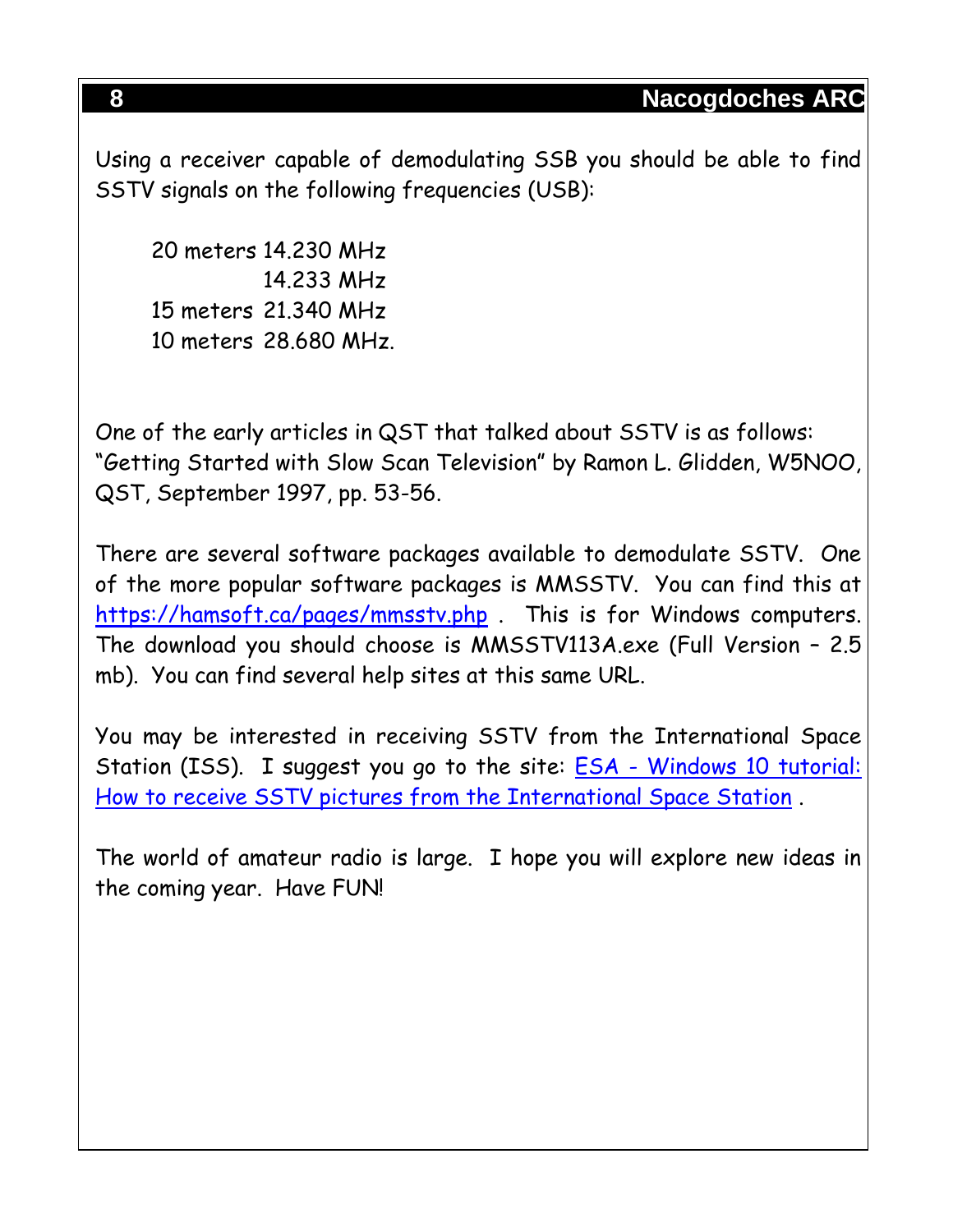Using a receiver capable of demodulating SSB you should be able to find SSTV signals on the following frequencies (USB):

| | |
|---|---|
| 20 meters | 14.230 MHz |
| | 14.233 MHz |
| 15 meters | 21.340 MHz |
| 10 meters | 28.680 MHz. |

One of the early articles in QST that talked about SSTV is as follows: "Getting Started with Slow Scan Television" by Ramon L. Glidden, W5NOO, QST, September 1997, pp. 53-56.

There are several software packages available to demodulate SSTV. One of the more popular software packages is MMSSTV. You can find this at https://hamsoft.ca/pages/mmsstv.php . This is for Windows computers. The download you should choose is MMSSTV113A.exe (Full Version – 2.5 mb). You can find several help sites at this same URL.

You may be interested in receiving SSTV from the International Space Station (ISS). I suggest you go to the site: ESA - Windows 10 tutorial: How to receive SSTV pictures from the International Space Station .

The world of amateur radio is large. I hope you will explore new ideas in the coming year. Have FUN!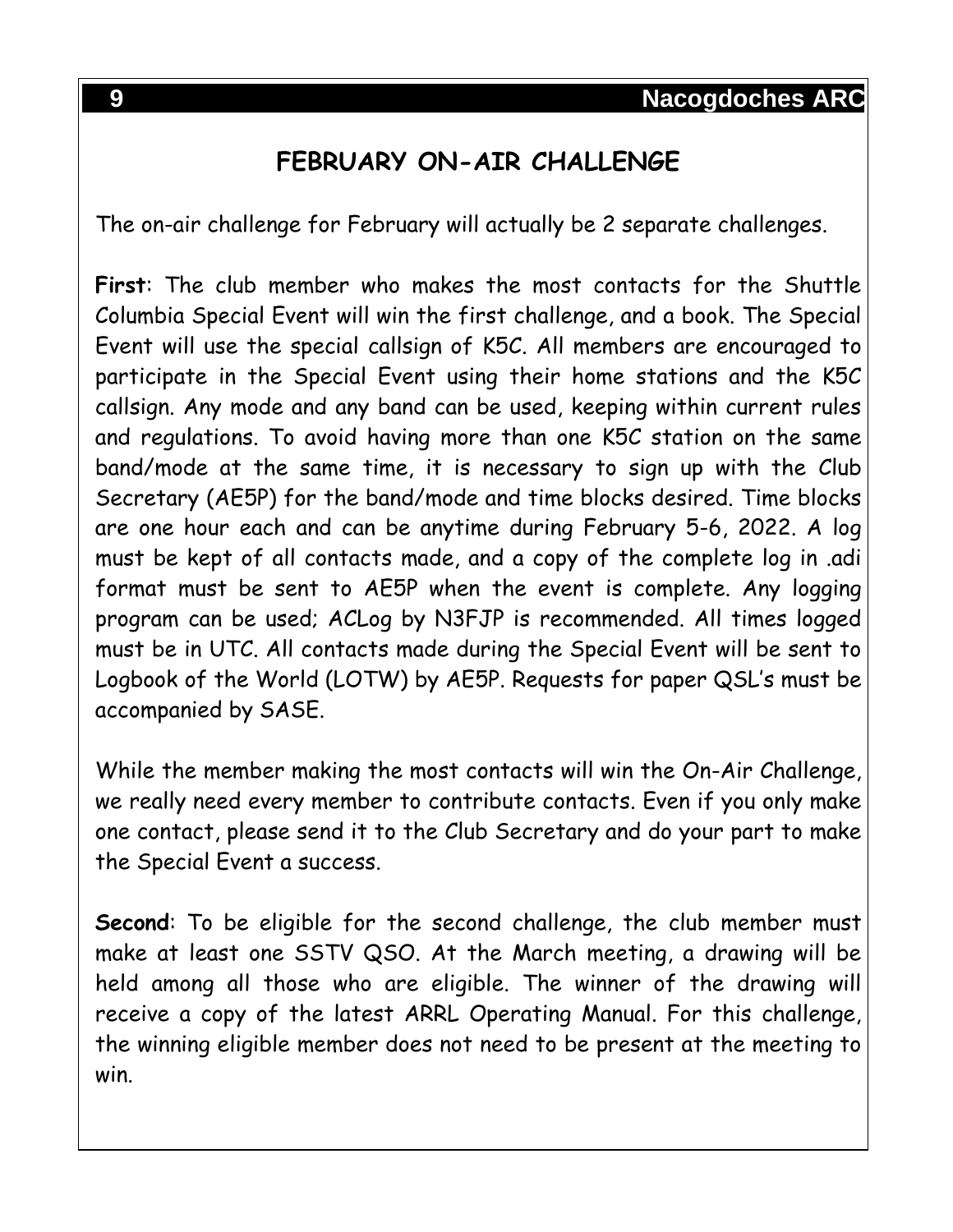# FEBRUARY ON-AIR CHALLENGE

The on-air challenge for February will actually be 2 separate challenges.

**First**: The club member who makes the most contacts for the Shuttle Columbia Special Event will win the first challenge, and a book. The Special Event will use the special callsign of K5C. All members are encouraged to participate in the Special Event using their home stations and the K5C callsign. Any mode and any band can be used, keeping within current rules and regulations. To avoid having more than one K5C station on the same band/mode at the same time, it is necessary to sign up with the Club Secretary (AE5P) for the band/mode and time blocks desired. Time blocks are one hour each and can be anytime during February 5-6, 2022. A log must be kept of all contacts made, and a copy of the complete log in .adi format must be sent to AE5P when the event is complete. Any logging program can be used; ACLog by N3FJP is recommended. All times logged must be in UTC. All contacts made during the Special Event will be sent to Logbook of the World (LOTW) by AE5P. Requests for paper QSL's must be accompanied by SASE.

While the member making the most contacts will win the On-Air Challenge, we really need every member to contribute contacts. Even if you only make one contact, please send it to the Club Secretary and do your part to make the Special Event a success.

**Second**: To be eligible for the second challenge, the club member must make at least one SSTV QSO. At the March meeting, a drawing will be held among all those who are eligible. The winner of the drawing will receive a copy of the latest ARRL Operating Manual. For this challenge, the winning eligible member does not need to be present at the meeting to win.